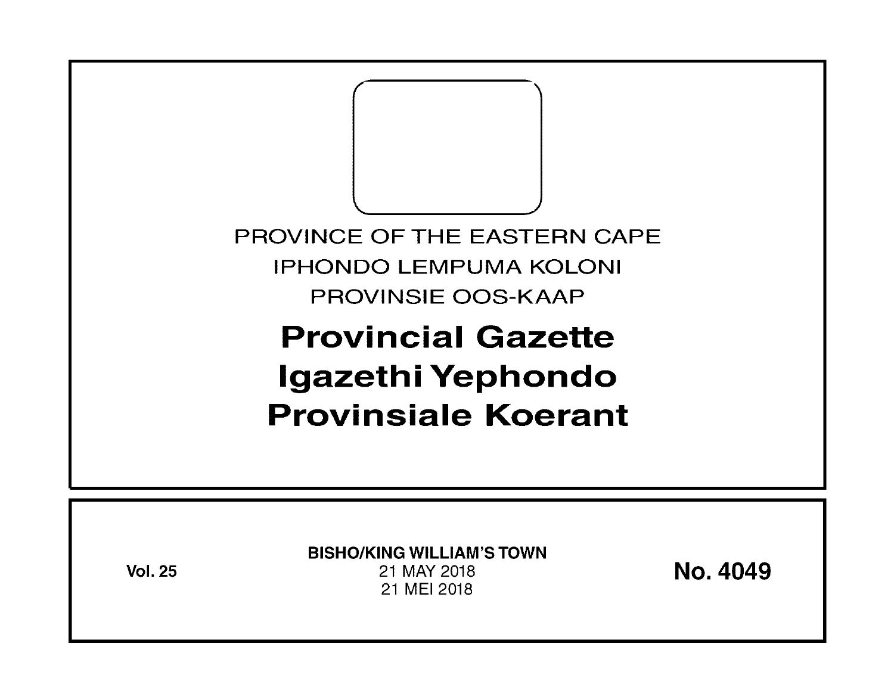PROVINCE OF THE EASTERN CAPE

IPHONDO LEMPUMA KOLONI

PROVINSIE OOS-KAAP

# Provincial Gazette
# Igazethi Yephondo
# Provinsiale Koerant

**Vol. 25**

**BISHO/KING WILLIAM'S TOWN**
21 MAY 2018
21 MEI 2018

**No. 4049**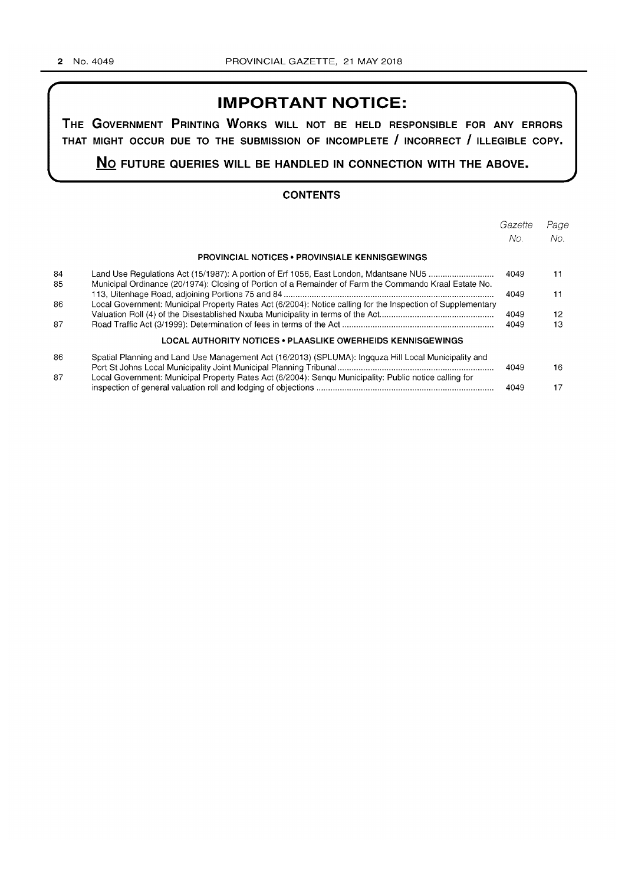# IMPORTANT NOTICE:

**THE GOVERNMENT PRINTING WORKS WILL NOT BE HELD RESPONSIBLE FOR ANY ERRORS THAT MIGHT OCCUR DUE TO THE SUBMISSION OF INCOMPLETE / INCORRECT / ILLEGIBLE COPY.**

**NO FUTURE QUERIES WILL BE HANDLED IN CONNECTION WITH THE ABOVE.**

## CONTENTS

| | | *Gazette No.* | *Page No.* |
|---|---|---|---|
| | **PROVINCIAL NOTICES • PROVINSIALE KENNISGEWINGS** | | |
| 84 | Land Use Regulations Act (15/1987): A portion of Erf 1056, East London, Mdantsane NU5 | 4049 | 11 |
| 85 | Municipal Ordinance (20/1974): Closing of Portion of a Remainder of Farm the Commando Kraal Estate No. 113, Uitenhage Road, adjoining Portions 75 and 84 | 4049 | 11 |
| 86 | Local Government: Municipal Property Rates Act (6/2004): Notice calling for the Inspection of Supplementary Valuation Roll (4) of the Disestablished Nxuba Municipality in terms of the Act | 4049 | 12 |
| 87 | Road Traffic Act (3/1999): Determination of fees in terms of the Act | 4049 | 13 |
| | **LOCAL AUTHORITY NOTICES • PLAASLIKE OWERHEIDS KENNISGEWINGS** | | |
| 86 | Spatial Planning and Land Use Management Act (16/2013) (SPLUMA): Ingquza Hill Local Municipality and Port St Johns Local Municipality Joint Municipal Planning Tribunal | 4049 | 16 |
| 87 | Local Government: Municipal Property Rates Act (6/2004): Senqu Municipality: Public notice calling for inspection of general valuation roll and lodging of objections | 4049 | 17 |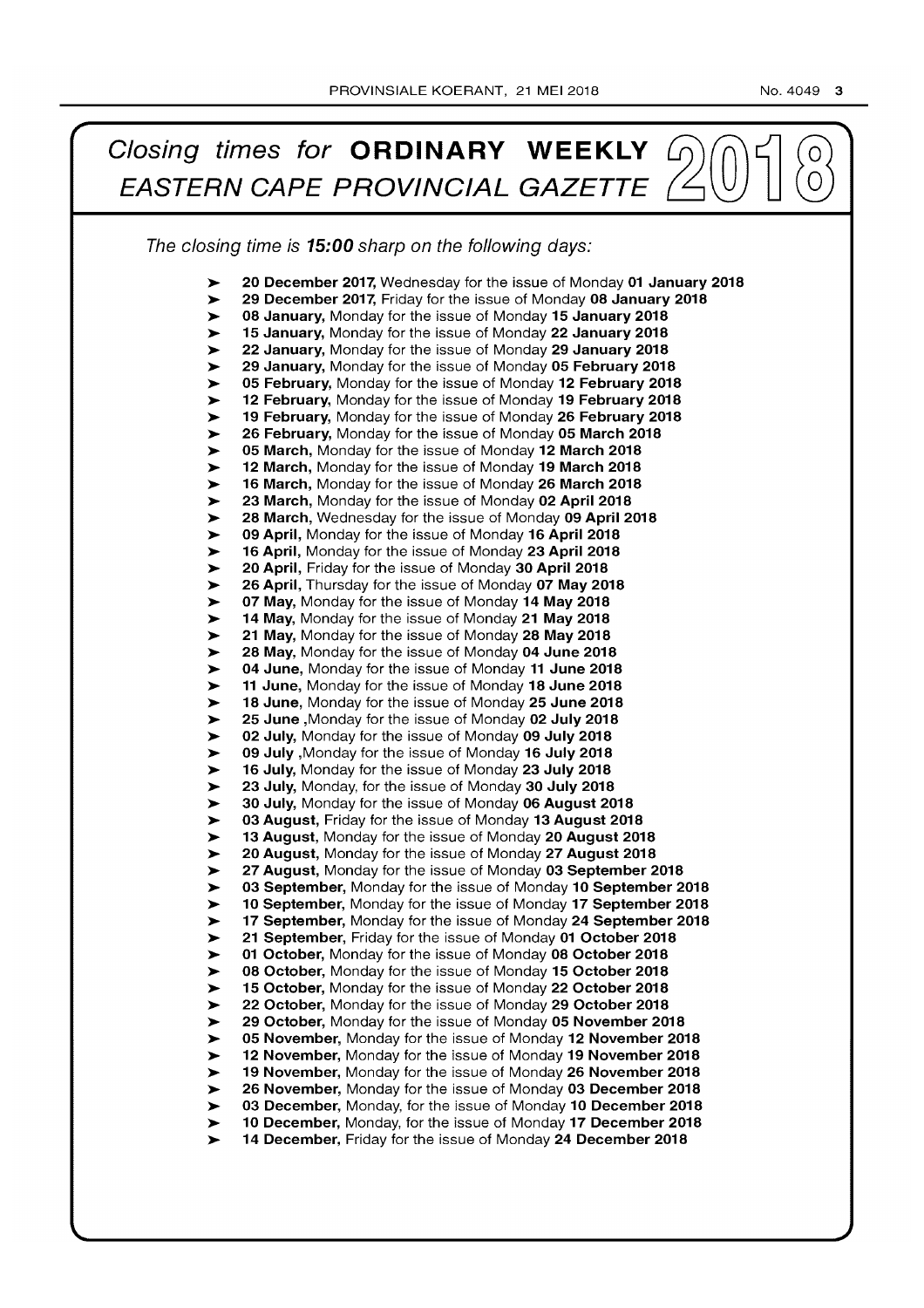# *Closing times for* **ORDINARY WEEKLY** *EASTERN CAPE PROVINCIAL GAZETTE* 2018

*The closing time is* ***15:00*** *sharp on the following days:*

- **20 December 2017,** Wednesday for the issue of Monday **01 January 2018**
- **29 December 2017,** Friday for the issue of Monday **08 January 2018**
- **08 January,** Monday for the issue of Monday **15 January 2018**
- **15 January,** Monday for the issue of Monday **22 January 2018**
- **22 January,** Monday for the issue of Monday **29 January 2018**
- **29 January,** Monday for the issue of Monday **05 February 2018**
- **05 February,** Monday for the issue of Monday **12 February 2018**
- **12 February,** Monday for the issue of Monday **19 February 2018**
- **19 February,** Monday for the issue of Monday **26 February 2018**
- **26 February,** Monday for the issue of Monday **05 March 2018**
- **05 March,** Monday for the issue of Monday **12 March 2018**
- **12 March,** Monday for the issue of Monday **19 March 2018**
- **16 March,** Monday for the issue of Monday **26 March 2018**
- **23 March,** Monday for the issue of Monday **02 April 2018**
- **28 March,** Wednesday for the issue of Monday **09 April 2018**
- **09 April,** Monday for the issue of Monday **16 April 2018**
- **16 April,** Monday for the issue of Monday **23 April 2018**
- **20 April,** Friday for the issue of Monday **30 April 2018**
- **26 April,** Thursday for the issue of Monday **07 May 2018**
- **07 May,** Monday for the issue of Monday **14 May 2018**
- **14 May,** Monday for the issue of Monday **21 May 2018**
- **21 May,** Monday for the issue of Monday **28 May 2018**
- **28 May,** Monday for the issue of Monday **04 June 2018**
- **04 June,** Monday for the issue of Monday **11 June 2018**
- **11 June,** Monday for the issue of Monday **18 June 2018**
- **18 June,** Monday for the issue of Monday **25 June 2018**
- **25 June** ,Monday for the issue of Monday **02 July 2018**
- **02 July,** Monday for the issue of Monday **09 July 2018**
- **09 July** ,Monday for the issue of Monday **16 July 2018**
- **16 July,** Monday for the issue of Monday **23 July 2018**
- **23 July,** Monday, for the issue of Monday **30 July 2018**
- **30 July,** Monday for the issue of Monday **06 August 2018**
- **03 August,** Friday for the issue of Monday **13 August 2018**
- **13 August,** Monday for the issue of Monday **20 August 2018**
- **20 August,** Monday for the issue of Monday **27 August 2018**
- **27 August,** Monday for the issue of Monday **03 September 2018**
- **03 September,** Monday for the issue of Monday **10 September 2018**
- **10 September,** Monday for the issue of Monday **17 September 2018**
- **17 September,** Monday for the issue of Monday **24 September 2018**
- **21 September,** Friday for the issue of Monday **01 October 2018**
- **01 October,** Monday for the issue of Monday **08 October 2018**
- **08 October,** Monday for the issue of Monday **15 October 2018**
- **15 October,** Monday for the issue of Monday **22 October 2018**
- **22 October,** Monday for the issue of Monday **29 October 2018**
- **29 October,** Monday for the issue of Monday **05 November 2018**
- **05 November,** Monday for the issue of Monday **12 November 2018**
- **12 November,** Monday for the issue of Monday **19 November 2018**
- **19 November,** Monday for the issue of Monday **26 November 2018**
- **26 November,** Monday for the issue of Monday **03 December 2018**
- **03 December,** Monday, for the issue of Monday **10 December 2018**
- **10 December,** Monday, for the issue of Monday **17 December 2018**
- **14 December,** Friday for the issue of Monday **24 December 2018**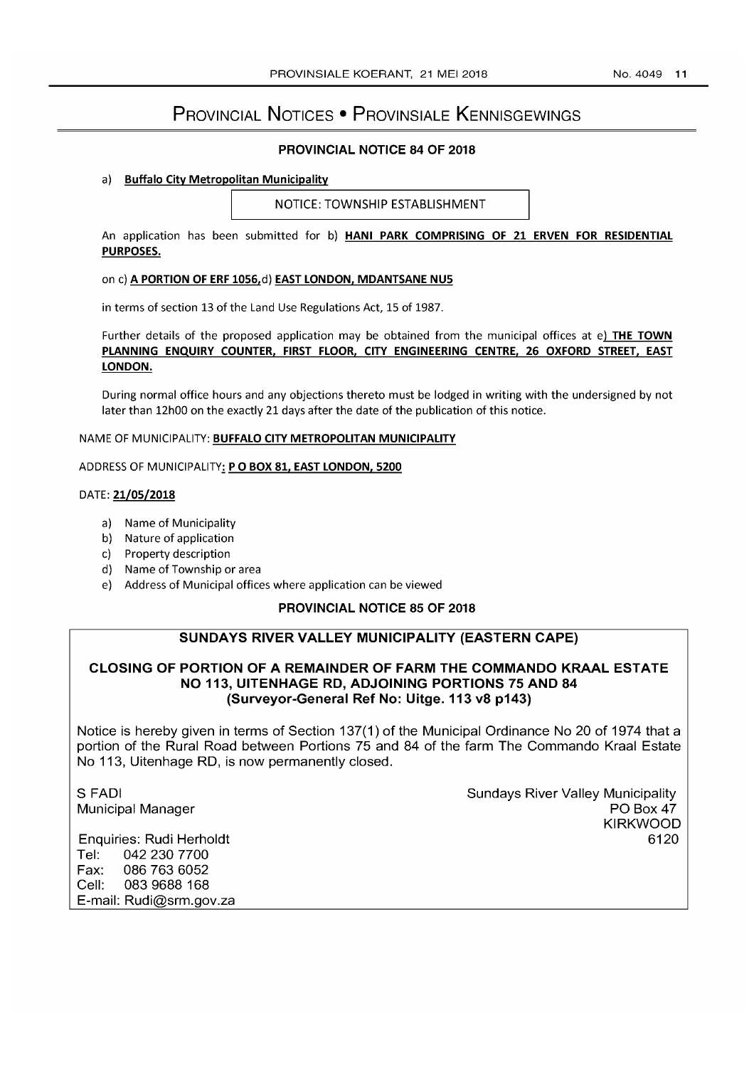# Provincial Notices • Provinsiale Kennisgewings

## PROVINCIAL NOTICE 84 OF 2018

a) **Buffalo City Metropolitan Municipality**

NOTICE: TOWNSHIP ESTABLISHMENT

An application has been submitted for b) **HANI PARK COMPRISING OF 21 ERVEN FOR RESIDENTIAL PURPOSES.**

on c) **A PORTION OF ERF 1056,** d) **EAST LONDON, MDANTSANE NU5**

in terms of section 13 of the Land Use Regulations Act, 15 of 1987.

Further details of the proposed application may be obtained from the municipal offices at e) **THE TOWN PLANNING ENQUIRY COUNTER, FIRST FLOOR, CITY ENGINEERING CENTRE, 26 OXFORD STREET, EAST LONDON.**

During normal office hours and any objections thereto must be lodged in writing with the undersigned by not later than 12h00 on the exactly 21 days after the date of the publication of this notice.

NAME OF MUNICIPALITY: **BUFFALO CITY METROPOLITAN MUNICIPALITY**

ADDRESS OF MUNICIPALITY: **P O BOX 81, EAST LONDON, 5200**

DATE: **21/05/2018**

a) Name of Municipality
b) Nature of application
c) Property description
d) Name of Township or area
e) Address of Municipal offices where application can be viewed

## PROVINCIAL NOTICE 85 OF 2018

### SUNDAYS RIVER VALLEY MUNICIPALITY (EASTERN CAPE)

### CLOSING OF PORTION OF A REMAINDER OF FARM THE COMMANDO KRAAL ESTATE NO 113, UITENHAGE RD, ADJOINING PORTIONS 75 AND 84 (Surveyor-General Ref No: Uitge. 113 v8 p143)

Notice is hereby given in terms of Section 137(1) of the Municipal Ordinance No 20 of 1974 that a portion of the Rural Road between Portions 75 and 84 of the farm The Commando Kraal Estate No 113, Uitenhage RD, is now permanently closed.

S FADI
Municipal Manager

Sundays River Valley Municipality
PO Box 47
KIRKWOOD
6120

Enquiries: Rudi Herholdt
Tel: 042 230 7700
Fax: 086 763 6052
Cell: 083 9688 168
E-mail: Rudi@srm.gov.za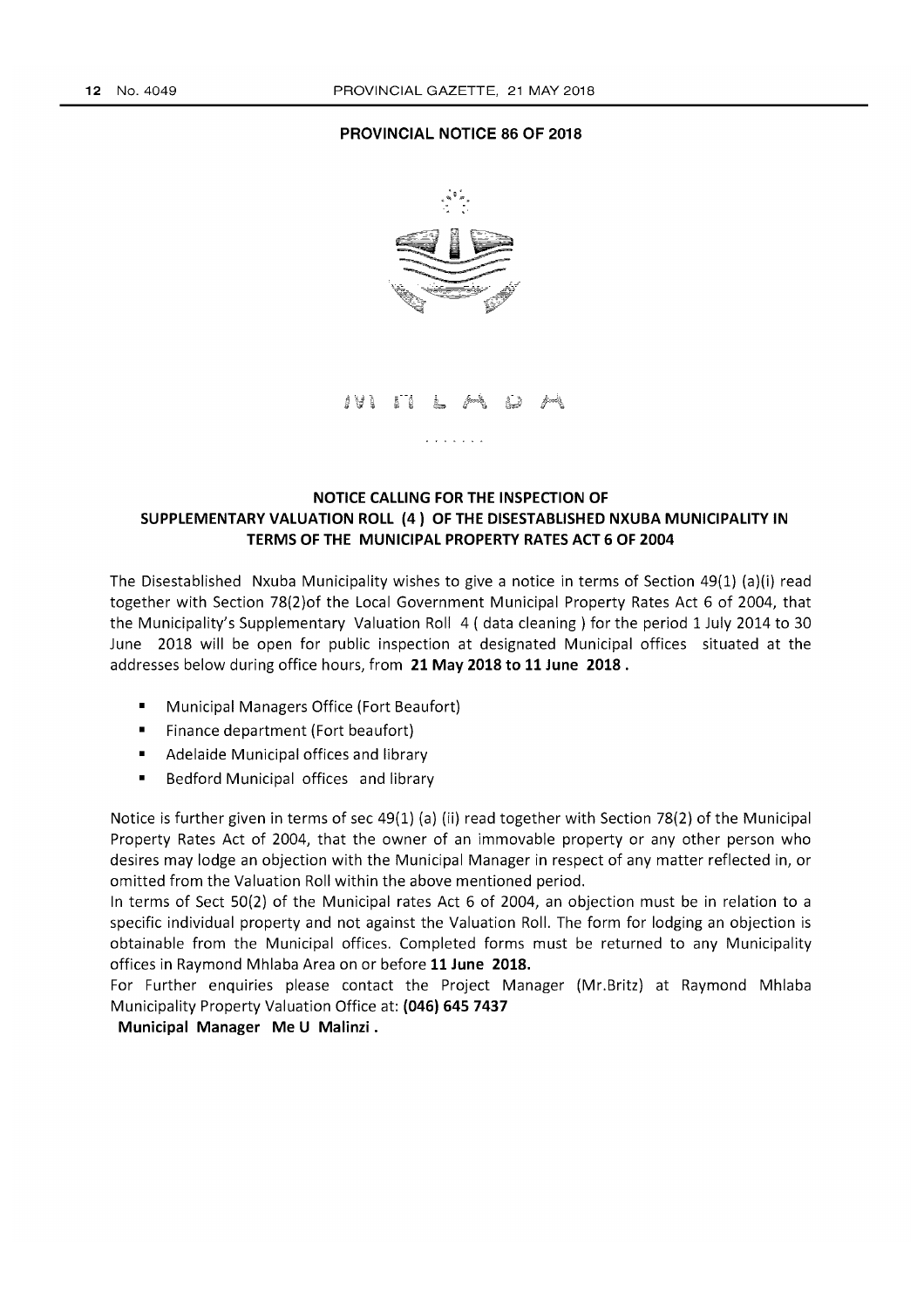## PROVINCIAL NOTICE 86 OF 2018

MHLABA

## NOTICE CALLING FOR THE INSPECTION OF SUPPLEMENTARY VALUATION ROLL (4 ) OF THE DISESTABLISHED NXUBA MUNICIPALITY IN TERMS OF THE MUNICIPAL PROPERTY RATES ACT 6 OF 2004

The Disestablished Nxuba Municipality wishes to give a notice in terms of Section 49(1) (a)(i) read together with Section 78(2)of the Local Government Municipal Property Rates Act 6 of 2004, that the Municipality's Supplementary Valuation Roll 4 ( data cleaning ) for the period 1 July 2014 to 30 June 2018 will be open for public inspection at designated Municipal offices situated at the addresses below during office hours, from **21 May 2018 to 11 June 2018 .**

- Municipal Managers Office (Fort Beaufort)
- Finance department (Fort beaufort)
- Adelaide Municipal offices and library
- Bedford Municipal offices and library

Notice is further given in terms of sec 49(1) (a) (ii) read together with Section 78(2) of the Municipal Property Rates Act of 2004, that the owner of an immovable property or any other person who desires may lodge an objection with the Municipal Manager in respect of any matter reflected in, or omitted from the Valuation Roll within the above mentioned period.

In terms of Sect 50(2) of the Municipal rates Act 6 of 2004, an objection must be in relation to a specific individual property and not against the Valuation Roll. The form for lodging an objection is obtainable from the Municipal offices. Completed forms must be returned to any Municipality offices in Raymond Mhlaba Area on or before **11 June 2018.**

For Further enquiries please contact the Project Manager (Mr.Britz) at Raymond Mhlaba Municipality Property Valuation Office at: **(046) 645 7437**

**Municipal Manager Me U Malinzi .**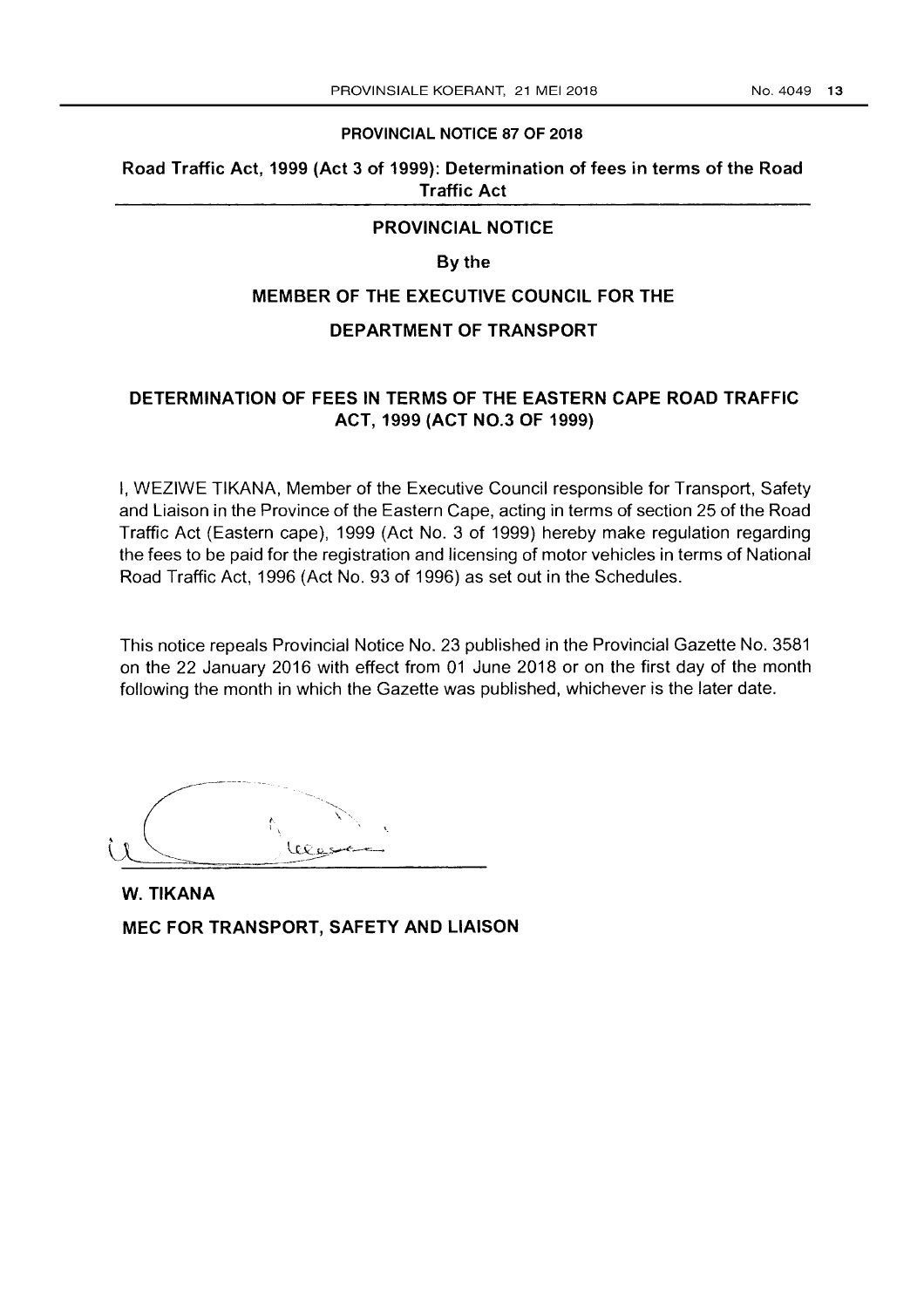**PROVINCIAL NOTICE 87 OF 2018**

**Road Traffic Act, 1999 (Act 3 of 1999): Determination of fees in terms of the Road Traffic Act**

## PROVINCIAL NOTICE

**By the**

**MEMBER OF THE EXECUTIVE COUNCIL FOR THE**

**DEPARTMENT OF TRANSPORT**

## DETERMINATION OF FEES IN TERMS OF THE EASTERN CAPE ROAD TRAFFIC ACT, 1999 (ACT NO.3 OF 1999)

I, WEZIWE TIKANA, Member of the Executive Council responsible for Transport, Safety and Liaison in the Province of the Eastern Cape, acting in terms of section 25 of the Road Traffic Act (Eastern cape), 1999 (Act No. 3 of 1999) hereby make regulation regarding the fees to be paid for the registration and licensing of motor vehicles in terms of National Road Traffic Act, 1996 (Act No. 93 of 1996) as set out in the Schedules.

This notice repeals Provincial Notice No. 23 published in the Provincial Gazette No. 3581 on the 22 January 2016 with effect from 01 June 2018 or on the first day of the month following the month in which the Gazette was published, whichever is the later date.

**W. TIKANA**

**MEC FOR TRANSPORT, SAFETY AND LIAISON**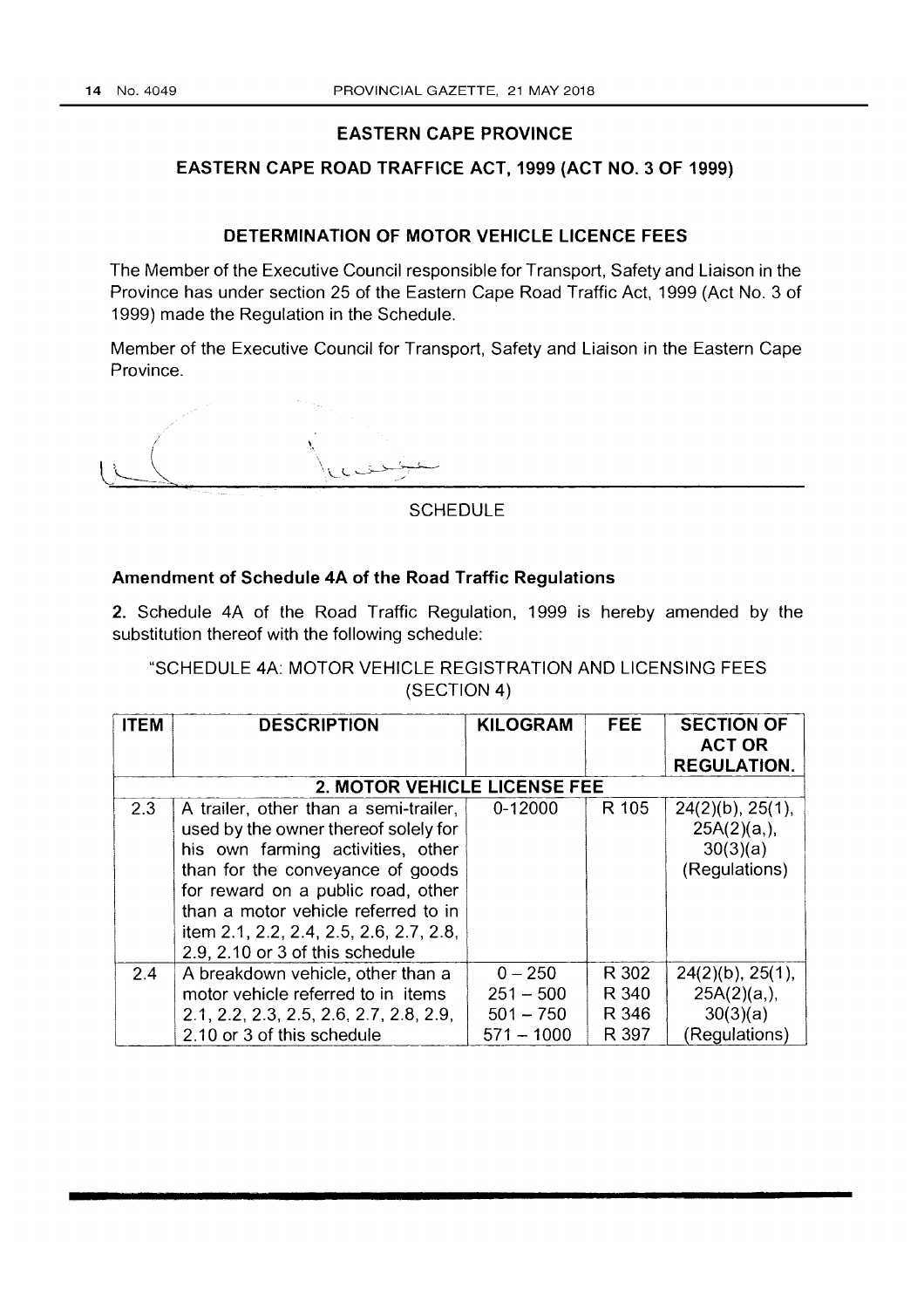## EASTERN CAPE PROVINCE

## EASTERN CAPE ROAD TRAFFICE ACT, 1999 (ACT NO. 3 OF 1999)

### DETERMINATION OF MOTOR VEHICLE LICENCE FEES

The Member of the Executive Council responsible for Transport, Safety and Liaison in the Province has under section 25 of the Eastern Cape Road Traffic Act, 1999 (Act No. 3 of 1999) made the Regulation in the Schedule.

Member of the Executive Council for Transport, Safety and Liaison in the Eastern Cape Province.

SCHEDULE

### Amendment of Schedule 4A of the Road Traffic Regulations

**2.** Schedule 4A of the Road Traffic Regulation, 1999 is hereby amended by the substitution thereof with the following schedule:

"SCHEDULE 4A: MOTOR VEHICLE REGISTRATION AND LICENSING FEES (SECTION 4)

| ITEM | DESCRIPTION | KILOGRAM | FEE | SECTION OF ACT OR REGULATION. |
|---|---|---|---|---|
| | **2. MOTOR VEHICLE LICENSE FEE** | | | |
| 2.3 | A trailer, other than a semi-trailer, used by the owner thereof solely for his own farming activities, other than for the conveyance of goods for reward on a public road, other than a motor vehicle referred to in item 2.1, 2.2, 2.4, 2.5, 2.6, 2.7, 2.8, 2.9, 2.10 or 3 of this schedule | 0-12000 | R 105 | 24(2)(b), 25(1), 25A(2)(a,), 30(3)(a) (Regulations) |
| 2.4 | A breakdown vehicle, other than a motor vehicle referred to in items 2.1, 2.2, 2.3, 2.5, 2.6, 2.7, 2.8, 2.9, 2.10 or 3 of this schedule | 0 – 250<br>251 – 500<br>501 – 750<br>571 – 1000 | R 302<br>R 340<br>R 346<br>R 397 | 24(2)(b), 25(1), 25A(2)(a,), 30(3)(a) (Regulations) |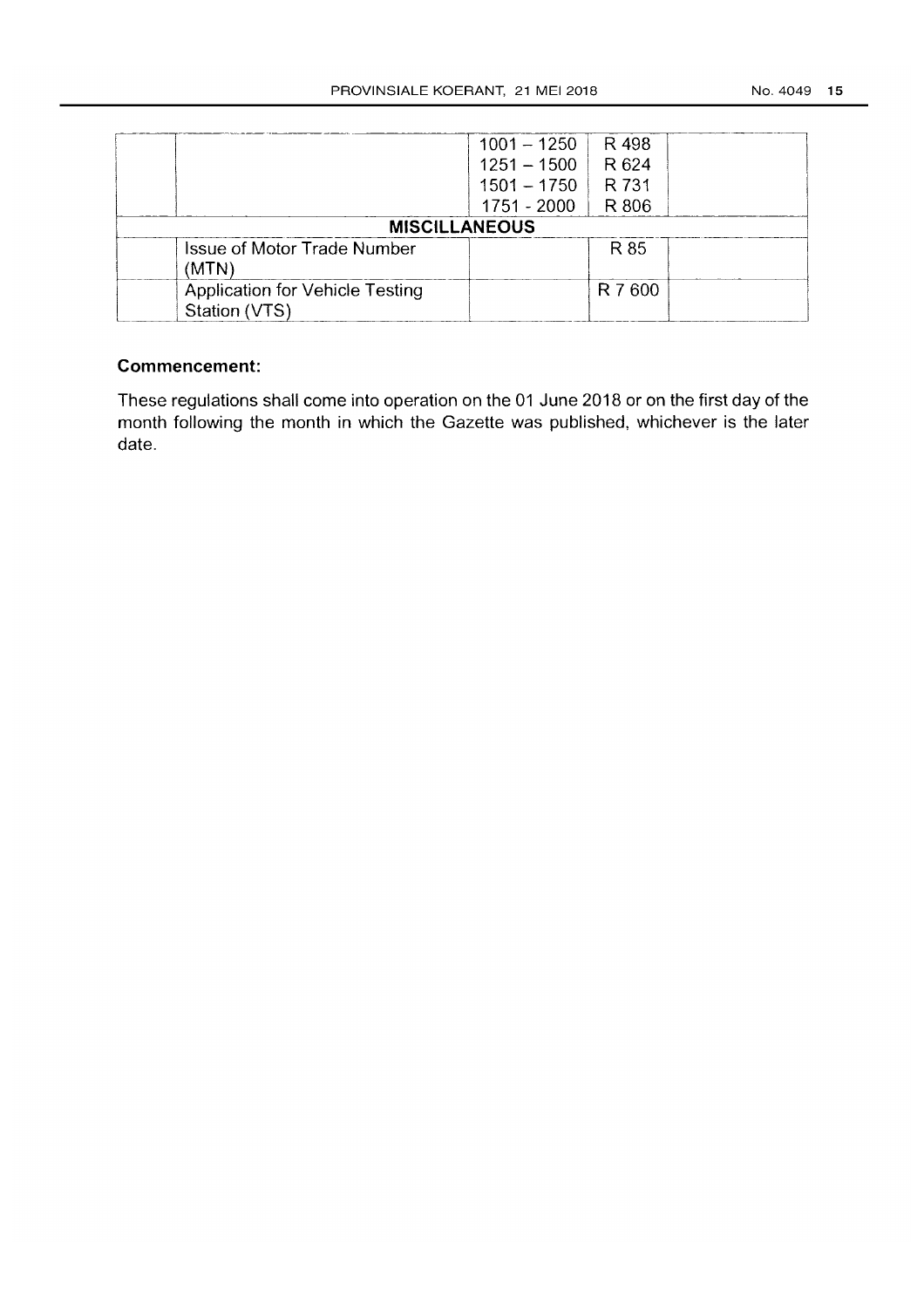| | | | | |
|---|---|---|---|---|
| | | 1001 – 1250 | R 498 | |
| | | 1251 – 1500 | R 624 | |
| | | 1501 – 1750 | R 731 | |
| | | 1751 - 2000 | R 806 | |
| **MISCELLANEOUS** | | | | |
| | Issue of Motor Trade Number (MTN) | | R 85 | |
| | Application for Vehicle Testing Station (VTS) | | R 7 600 | |

**Commencement:**

These regulations shall come into operation on the 01 June 2018 or on the first day of the month following the month in which the Gazette was published, whichever is the later date.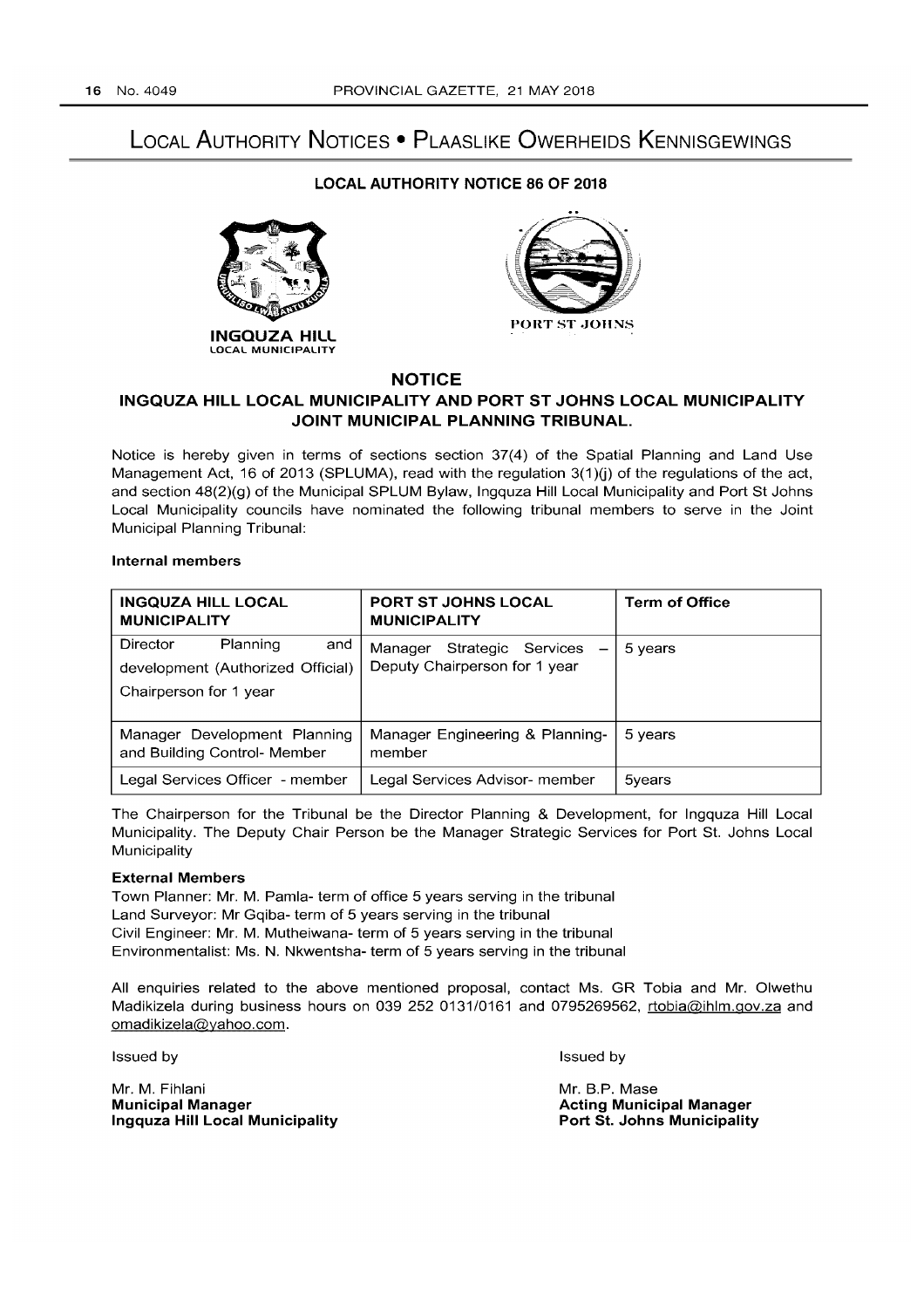# LOCAL AUTHORITY NOTICES • PLAASLIKE OWERHEIDS KENNISGEWINGS

## LOCAL AUTHORITY NOTICE 86 OF 2018

INGQUZA HILL LOCAL MUNICIPALITY

PORT ST JOHNS

## NOTICE

### INGQUZA HILL LOCAL MUNICIPALITY AND PORT ST JOHNS LOCAL MUNICIPALITY JOINT MUNICIPAL PLANNING TRIBUNAL.

Notice is hereby given in terms of sections section 37(4) of the Spatial Planning and Land Use Management Act, 16 of 2013 (SPLUMA), read with the regulation 3(1)(j) of the regulations of the act, and section 48(2)(g) of the Municipal SPLUM Bylaw, Ingquza Hill Local Municipality and Port St Johns Local Municipality councils have nominated the following tribunal members to serve in the Joint Municipal Planning Tribunal:

**Internal members**

| INGQUZA HILL LOCAL MUNICIPALITY | PORT ST JOHNS LOCAL MUNICIPALITY | Term of Office |
|---|---|---|
| Director Planning and development (Authorized Official) Chairperson for 1 year | Manager Strategic Services – Deputy Chairperson for 1 year | 5 years |
| Manager Development Planning and Building Control- Member | Manager Engineering & Planning- member | 5 years |
| Legal Services Officer - member | Legal Services Advisor- member | 5years |

The Chairperson for the Tribunal be the Director Planning & Development, for Ingquza Hill Local Municipality. The Deputy Chair Person be the Manager Strategic Services for Port St. Johns Local Municipality

**External Members**

Town Planner: Mr. M. Pamla- term of office 5 years serving in the tribunal
Land Surveyor: Mr Gqiba- term of 5 years serving in the tribunal
Civil Engineer: Mr. M. Mutheiwana- term of 5 years serving in the tribunal
Environmentalist: Ms. N. Nkwentsha- term of 5 years serving in the tribunal

All enquiries related to the above mentioned proposal, contact Ms. GR Tobia and Mr. Olwethu Madikizela during business hours on 039 252 0131/0161 and 0795269562, rtobia@ihlm.gov.za and omadikizela@yahoo.com.

Issued by

Mr. M. Fihlani
**Municipal Manager**
**Ingquza Hill Local Municipality**

Issued by

Mr. B.P. Mase
**Acting Municipal Manager**
**Port St. Johns Municipality**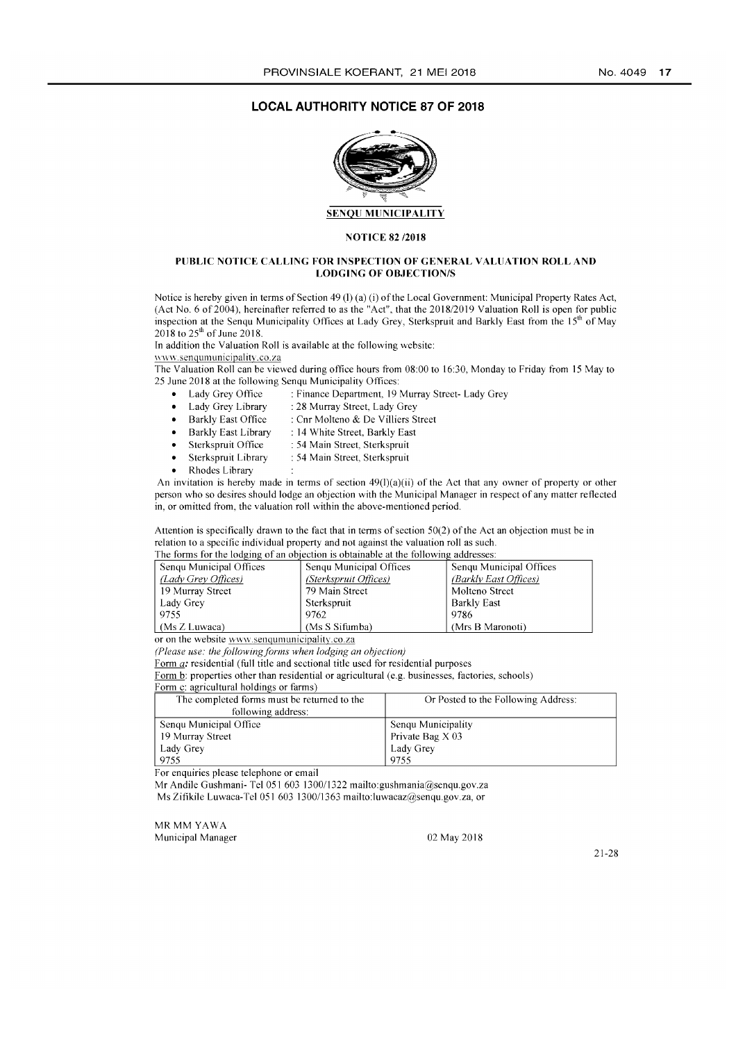## LOCAL AUTHORITY NOTICE 87 OF 2018

**SENQU MUNICIPALITY**

**NOTICE 82 /2018**

**PUBLIC NOTICE CALLING FOR INSPECTION OF GENERAL VALUATION ROLL AND LODGING OF OBJECTION/S**

Notice is hereby given in terms of Section 49 (l) (a) (i) of the Local Government: Municipal Property Rates Act, (Act No. 6 of 2004), hereinafter referred to as the "Act", that the 2018/2019 Valuation Roll is open for public inspection at the Senqu Municipality Offices at Lady Grey, Sterkspruit and Barkly East from the 15th of May 2018 to 25th of June 2018.

In addition the Valuation Roll is available at the following website:
www.senqumunicipality.co.za

The Valuation Roll can be viewed during office hours from 08:00 to 16:30, Monday to Friday from 15 May to 25 June 2018 at the following Senqu Municipality Offices:

- Lady Grey Office : Finance Department, 19 Murray Street- Lady Grey
- Lady Grey Library : 28 Murray Street, Lady Grey
- Barkly East Office : Cnr Molteno & De Villiers Street
- Barkly East Library : 14 White Street, Barkly East
- Sterkspruit Office : 54 Main Street, Sterkspruit
- Sterkspruit Library : 54 Main Street, Sterkspruit
- Rhodes Library :

An invitation is hereby made in terms of section 49(l)(a)(ii) of the Act that any owner of property or other person who so desires should lodge an objection with the Municipal Manager in respect of any matter reflected in, or omitted from, the valuation roll within the above-mentioned period.

Attention is specifically drawn to the fact that in terms of section 50(2) of the Act an objection must be in relation to a specific individual property and not against the valuation roll as such.

The forms for the lodging of an objection is obtainable at the following addresses:

| Senqu Municipal Offices | Senqu Municipal Offices | Senqu Municipal Offices |
|---|---|---|
| *(Lady Grey Offices)* | *(Sterkspruit Offices)* | *(Barkly East Offices)* |
| 19 Murray Street | 79 Main Street | Molteno Street |
| Lady Grey | Sterkspruit | Barkly East |
| 9755 | 9762 | 9786 |
| (Ms Z Luwaca) | (Ms S Sifumba) | (Mrs B Maronoti) |

or on the website www.senqumunicipality.co.za

*(Please use: the following forms when lodging an objection)*

Form *a:* residential (full title and sectional title used for residential purposes

Form b: properties other than residential or agricultural (e.g. businesses, factories, schools)

Form c: agricultural holdings or farms)

| The completed forms must be returned to the following address: | Or Posted to the Following Address: |
|---|---|
| Senqu Municipal Office | Senqu Municipality |
| 19 Murray Street | Private Bag X 03 |
| Lady Grey | Lady Grey |
| 9755 | 9755 |

For enquiries please telephone or email

Mr Andile Gushmani- Tel 051 603 1300/1322 mailto:gushmania@senqu.gov.za

Ms Zifikile Luwaca-Tel 051 603 1300/1363 mailto:luwacaz@senqu.gov.za, or

MR MM YAWA
Municipal Manager

02 May 2018

21-28